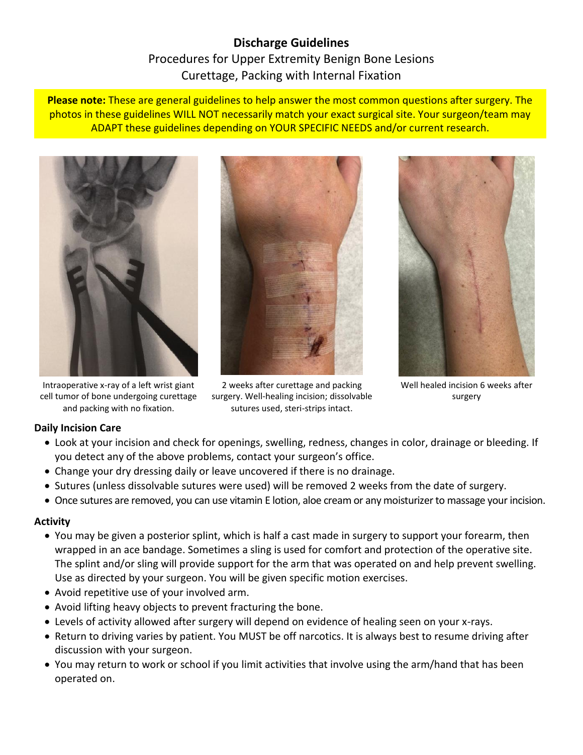# Discharge Guidelines

## Procedures for Upper Extremity Benign Bone Lesions
## Curettage, Packing with Internal Fixation

**Please note:** These are general guidelines to help answer the most common questions after surgery. The photos in these guidelines WILL NOT necessarily match your exact surgical site. Your surgeon/team may ADAPT these guidelines depending on YOUR SPECIFIC NEEDS and/or current research.

Intraoperative x-ray of a left wrist giant cell tumor of bone undergoing curettage and packing with no fixation.

2 weeks after curettage and packing surgery. Well-healing incision; dissolvable sutures used, steri-strips intact.

Well healed incision 6 weeks after surgery

### Daily Incision Care

- Look at your incision and check for openings, swelling, redness, changes in color, drainage or bleeding. If you detect any of the above problems, contact your surgeon's office.
- Change your dry dressing daily or leave uncovered if there is no drainage.
- Sutures (unless dissolvable sutures were used) will be removed 2 weeks from the date of surgery.
- Once sutures are removed, you can use vitamin E lotion, aloe cream or any moisturizer to massage your incision.

### Activity

- You may be given a posterior splint, which is half a cast made in surgery to support your forearm, then wrapped in an ace bandage. Sometimes a sling is used for comfort and protection of the operative site. The splint and/or sling will provide support for the arm that was operated on and help prevent swelling. Use as directed by your surgeon. You will be given specific motion exercises.
- Avoid repetitive use of your involved arm.
- Avoid lifting heavy objects to prevent fracturing the bone.
- Levels of activity allowed after surgery will depend on evidence of healing seen on your x-rays.
- Return to driving varies by patient. You MUST be off narcotics. It is always best to resume driving after discussion with your surgeon.
- You may return to work or school if you limit activities that involve using the arm/hand that has been operated on.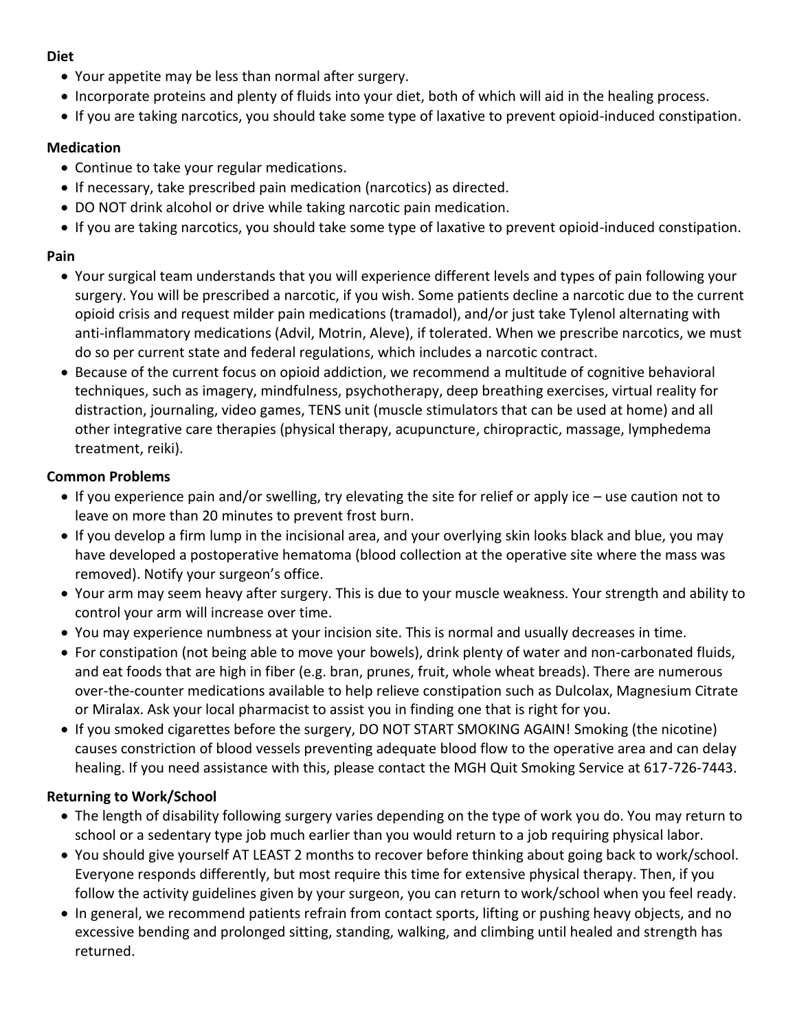**Diet**

- Your appetite may be less than normal after surgery.
- Incorporate proteins and plenty of fluids into your diet, both of which will aid in the healing process.
- If you are taking narcotics, you should take some type of laxative to prevent opioid-induced constipation.

**Medication**

- Continue to take your regular medications.
- If necessary, take prescribed pain medication (narcotics) as directed.
- DO NOT drink alcohol or drive while taking narcotic pain medication.
- If you are taking narcotics, you should take some type of laxative to prevent opioid-induced constipation.

**Pain**

- Your surgical team understands that you will experience different levels and types of pain following your surgery. You will be prescribed a narcotic, if you wish. Some patients decline a narcotic due to the current opioid crisis and request milder pain medications (tramadol), and/or just take Tylenol alternating with anti-inflammatory medications (Advil, Motrin, Aleve), if tolerated. When we prescribe narcotics, we must do so per current state and federal regulations, which includes a narcotic contract.
- Because of the current focus on opioid addiction, we recommend a multitude of cognitive behavioral techniques, such as imagery, mindfulness, psychotherapy, deep breathing exercises, virtual reality for distraction, journaling, video games, TENS unit (muscle stimulators that can be used at home) and all other integrative care therapies (physical therapy, acupuncture, chiropractic, massage, lymphedema treatment, reiki).

**Common Problems**

- If you experience pain and/or swelling, try elevating the site for relief or apply ice – use caution not to leave on more than 20 minutes to prevent frost burn.
- If you develop a firm lump in the incisional area, and your overlying skin looks black and blue, you may have developed a postoperative hematoma (blood collection at the operative site where the mass was removed). Notify your surgeon's office.
- Your arm may seem heavy after surgery. This is due to your muscle weakness. Your strength and ability to control your arm will increase over time.
- You may experience numbness at your incision site. This is normal and usually decreases in time.
- For constipation (not being able to move your bowels), drink plenty of water and non-carbonated fluids, and eat foods that are high in fiber (e.g. bran, prunes, fruit, whole wheat breads). There are numerous over-the-counter medications available to help relieve constipation such as Dulcolax, Magnesium Citrate or Miralax. Ask your local pharmacist to assist you in finding one that is right for you.
- If you smoked cigarettes before the surgery, DO NOT START SMOKING AGAIN! Smoking (the nicotine) causes constriction of blood vessels preventing adequate blood flow to the operative area and can delay healing. If you need assistance with this, please contact the MGH Quit Smoking Service at 617-726-7443.

**Returning to Work/School**

- The length of disability following surgery varies depending on the type of work you do. You may return to school or a sedentary type job much earlier than you would return to a job requiring physical labor.
- You should give yourself AT LEAST 2 months to recover before thinking about going back to work/school. Everyone responds differently, but most require this time for extensive physical therapy. Then, if you follow the activity guidelines given by your surgeon, you can return to work/school when you feel ready.
- In general, we recommend patients refrain from contact sports, lifting or pushing heavy objects, and no excessive bending and prolonged sitting, standing, walking, and climbing until healed and strength has returned.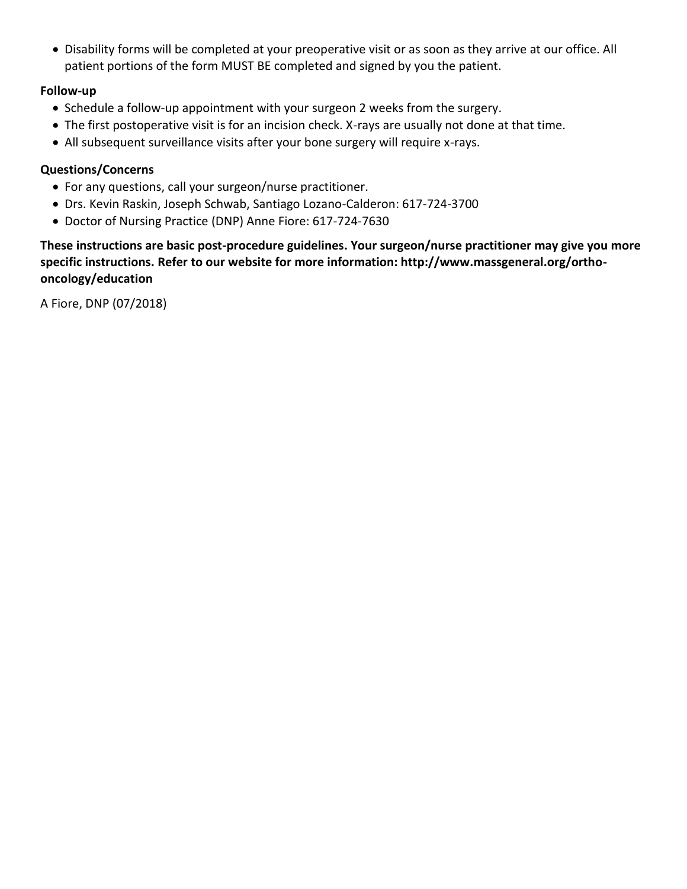- Disability forms will be completed at your preoperative visit or as soon as they arrive at our office. All patient portions of the form MUST BE completed and signed by you the patient.

**Follow-up**

- Schedule a follow-up appointment with your surgeon 2 weeks from the surgery.
- The first postoperative visit is for an incision check. X-rays are usually not done at that time.
- All subsequent surveillance visits after your bone surgery will require x-rays.

**Questions/Concerns**

- For any questions, call your surgeon/nurse practitioner.
- Drs. Kevin Raskin, Joseph Schwab, Santiago Lozano-Calderon: 617-724-3700
- Doctor of Nursing Practice (DNP) Anne Fiore: 617-724-7630

**These instructions are basic post-procedure guidelines. Your surgeon/nurse practitioner may give you more specific instructions. Refer to our website for more information: http://www.massgeneral.org/ortho-oncology/education**

A Fiore, DNP (07/2018)